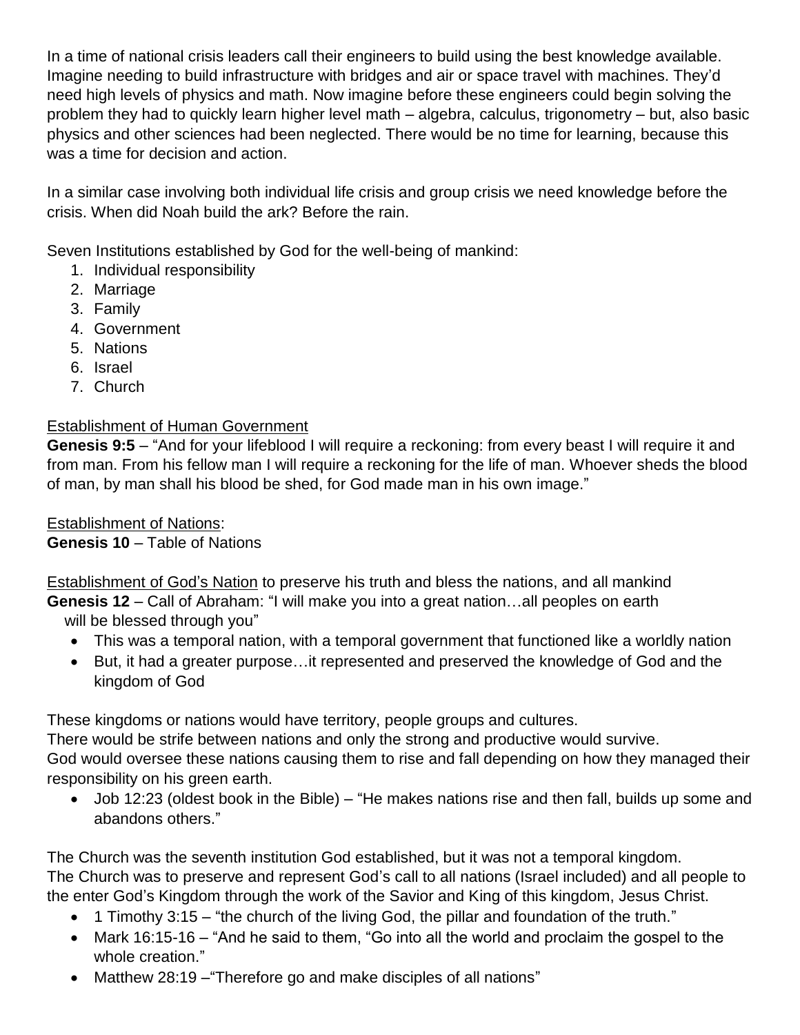In a time of national crisis leaders call their engineers to build using the best knowledge available. Imagine needing to build infrastructure with bridges and air or space travel with machines. They'd need high levels of physics and math. Now imagine before these engineers could begin solving the problem they had to quickly learn higher level math – algebra, calculus, trigonometry – but, also basic physics and other sciences had been neglected. There would be no time for learning, because this was a time for decision and action.

In a similar case involving both individual life crisis and group crisis we need knowledge before the crisis. When did Noah build the ark? Before the rain.

Seven Institutions established by God for the well-being of mankind:

1. Individual responsibility
2. Marriage
3. Family
4. Government
5. Nations
6. Israel
7. Church

<u>Establishment of Human Government</u>

**Genesis 9:5** – "And for your lifeblood I will require a reckoning: from every beast I will require it and from man. From his fellow man I will require a reckoning for the life of man. Whoever sheds the blood of man, by man shall his blood be shed, for God made man in his own image."

<u>Establishment of Nations</u>:

**Genesis 10** – Table of Nations

<u>Establishment of God's Nation</u> to preserve his truth and bless the nations, and all mankind

**Genesis 12** – Call of Abraham: "I will make you into a great nation…all peoples on earth will be blessed through you"

- This was a temporal nation, with a temporal government that functioned like a worldly nation
- But, it had a greater purpose…it represented and preserved the knowledge of God and the kingdom of God

These kingdoms or nations would have territory, people groups and cultures.
There would be strife between nations and only the strong and productive would survive.
God would oversee these nations causing them to rise and fall depending on how they managed their responsibility on his green earth.

- Job 12:23 (oldest book in the Bible) – "He makes nations rise and then fall, builds up some and abandons others."

The Church was the seventh institution God established, but it was not a temporal kingdom.
The Church was to preserve and represent God's call to all nations (Israel included) and all people to the enter God's Kingdom through the work of the Savior and King of this kingdom, Jesus Christ.

- 1 Timothy 3:15 – "the church of the living God, the pillar and foundation of the truth."
- Mark 16:15-16 – "And he said to them, "Go into all the world and proclaim the gospel to the whole creation."
- Matthew 28:19 –"Therefore go and make disciples of all nations"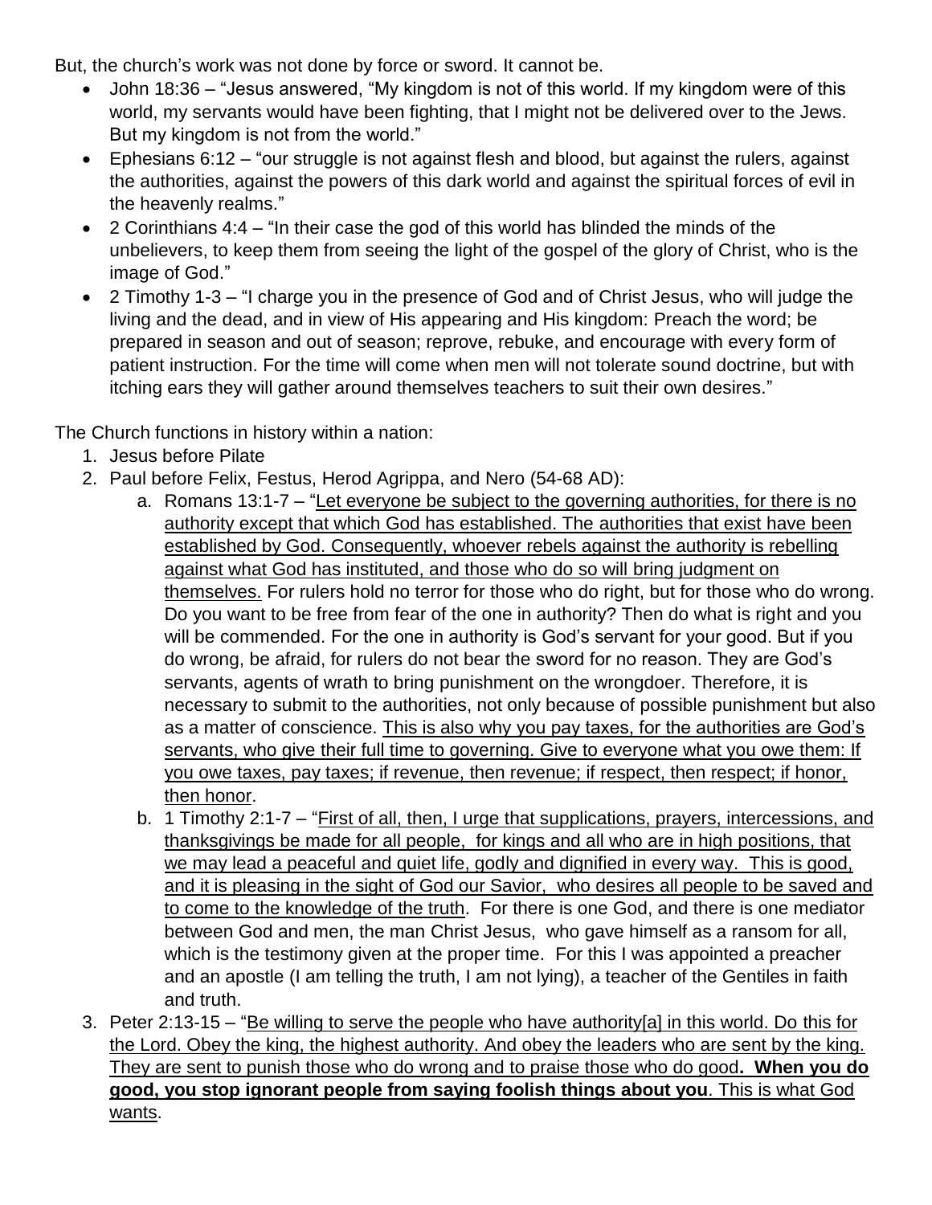But, the church's work was not done by force or sword. It cannot be.

- John 18:36 – "Jesus answered, "My kingdom is not of this world. If my kingdom were of this world, my servants would have been fighting, that I might not be delivered over to the Jews. But my kingdom is not from the world."
- Ephesians 6:12 – "our struggle is not against flesh and blood, but against the rulers, against the authorities, against the powers of this dark world and against the spiritual forces of evil in the heavenly realms."
- 2 Corinthians 4:4 – "In their case the god of this world has blinded the minds of the unbelievers, to keep them from seeing the light of the gospel of the glory of Christ, who is the image of God."
- 2 Timothy 1-3 – "I charge you in the presence of God and of Christ Jesus, who will judge the living and the dead, and in view of His appearing and His kingdom: Preach the word; be prepared in season and out of season; reprove, rebuke, and encourage with every form of patient instruction. For the time will come when men will not tolerate sound doctrine, but with itching ears they will gather around themselves teachers to suit their own desires."

The Church functions in history within a nation:

1. Jesus before Pilate
2. Paul before Felix, Festus, Herod Agrippa, and Nero (54-68 AD):
   a. Romans 13:1-7 – "<u>Let everyone be subject to the governing authorities, for there is no authority except that which God has established. The authorities that exist have been established by God. Consequently, whoever rebels against the authority is rebelling against what God has instituted, and those who do so will bring judgment on themselves.</u> For rulers hold no terror for those who do right, but for those who do wrong. Do you want to be free from fear of the one in authority? Then do what is right and you will be commended. For the one in authority is God's servant for your good. But if you do wrong, be afraid, for rulers do not bear the sword for no reason. They are God's servants, agents of wrath to bring punishment on the wrongdoer. Therefore, it is necessary to submit to the authorities, not only because of possible punishment but also as a matter of conscience. <u>This is also why you pay taxes, for the authorities are God's servants, who give their full time to governing. Give to everyone what you owe them: If you owe taxes, pay taxes; if revenue, then revenue; if respect, then respect; if honor, then honor</u>.
   b. 1 Timothy 2:1-7 – "<u>First of all, then, I urge that supplications, prayers, intercessions, and thanksgivings be made for all people, for kings and all who are in high positions, that we may lead a peaceful and quiet life, godly and dignified in every way. This is good, and it is pleasing in the sight of God our Savior, who desires all people to be saved and to come to the knowledge of the truth</u>. For there is one God, and there is one mediator between God and men, the man Christ Jesus, who gave himself as a ransom for all, which is the testimony given at the proper time. For this I was appointed a preacher and an apostle (I am telling the truth, I am not lying), a teacher of the Gentiles in faith and truth.
3. Peter 2:13-15 – "<u>Be willing to serve the people who have authority[a] in this world. Do this for the Lord. Obey the king, the highest authority. And obey the leaders who are sent by the king. They are sent to punish those who do wrong and to praise those who do good</u>**. <u>When you do good, you stop ignorant people from saying foolish things about you</u>**. <u>This is what God wants</u>.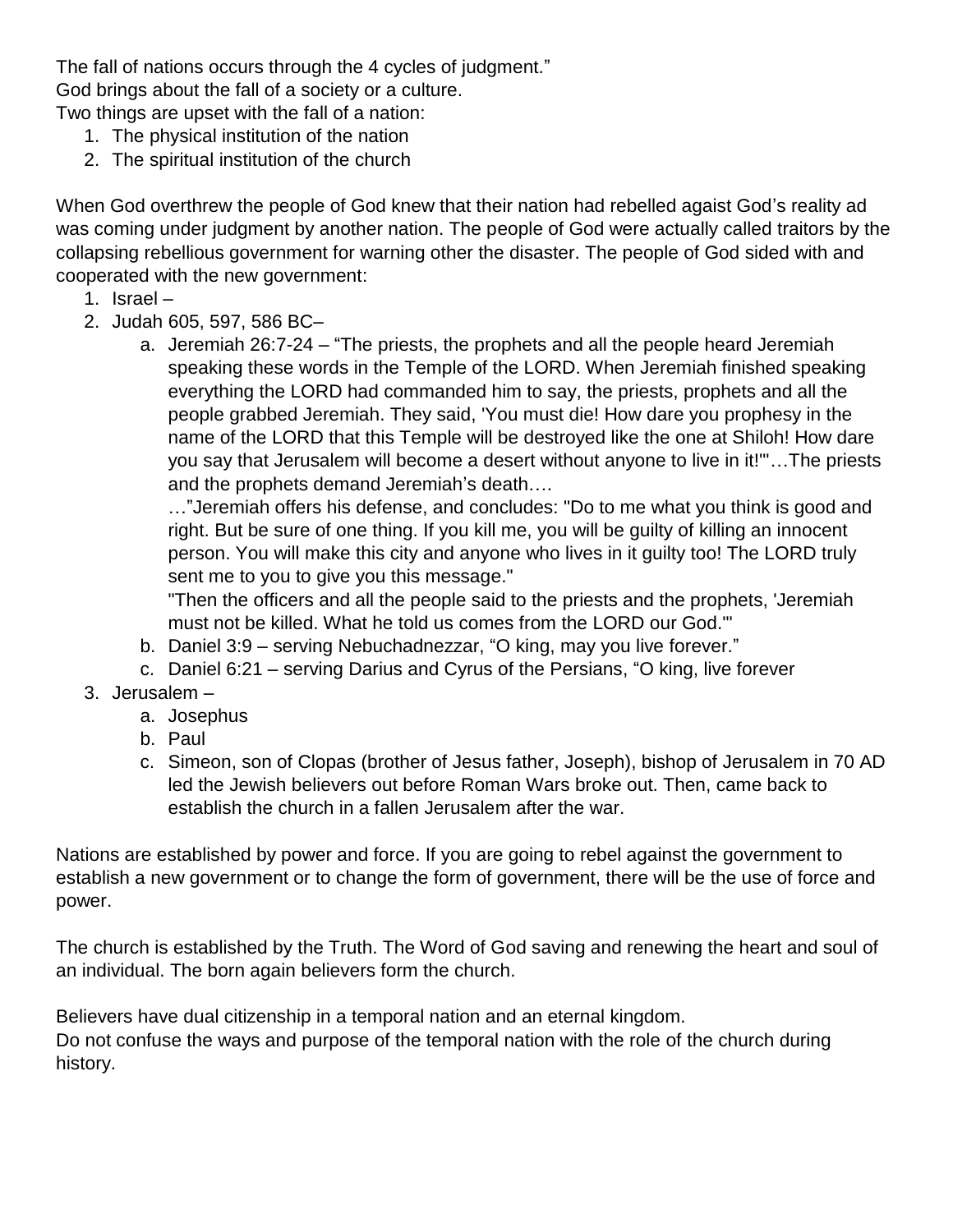The fall of nations occurs through the 4 cycles of judgment."
God brings about the fall of a society or a culture.
Two things are upset with the fall of a nation:

1. The physical institution of the nation
2. The spiritual institution of the church

When God overthrew the people of God knew that their nation had rebelled agaist God's reality ad was coming under judgment by another nation. The people of God were actually called traitors by the collapsing rebellious government for warning other the disaster. The people of God sided with and cooperated with the new government:

1. Israel –
2. Judah 605, 597, 586 BC–
   a. Jeremiah 26:7-24 – "The priests, the prophets and all the people heard Jeremiah speaking these words in the Temple of the LORD. When Jeremiah finished speaking everything the LORD had commanded him to say, the priests, prophets and all the people grabbed Jeremiah. They said, 'You must die! How dare you prophesy in the name of the LORD that this Temple will be destroyed like the one at Shiloh! How dare you say that Jerusalem will become a desert without anyone to live in it!'"…The priests and the prophets demand Jeremiah's death….

      …"Jeremiah offers his defense, and concludes: "Do to me what you think is good and right. But be sure of one thing. If you kill me, you will be guilty of killing an innocent person. You will make this city and anyone who lives in it guilty too! The LORD truly sent me to you to give you this message."

      "Then the officers and all the people said to the priests and the prophets, 'Jeremiah must not be killed. What he told us comes from the LORD our God.'"
   b. Daniel 3:9 – serving Nebuchadnezzar, "O king, may you live forever."
   c. Daniel 6:21 – serving Darius and Cyrus of the Persians, "O king, live forever
3. Jerusalem –
   a. Josephus
   b. Paul
   c. Simeon, son of Clopas (brother of Jesus father, Joseph), bishop of Jerusalem in 70 AD led the Jewish believers out before Roman Wars broke out. Then, came back to establish the church in a fallen Jerusalem after the war.

Nations are established by power and force. If you are going to rebel against the government to establish a new government or to change the form of government, there will be the use of force and power.

The church is established by the Truth. The Word of God saving and renewing the heart and soul of an individual. The born again believers form the church.

Believers have dual citizenship in a temporal nation and an eternal kingdom.
Do not confuse the ways and purpose of the temporal nation with the role of the church during history.